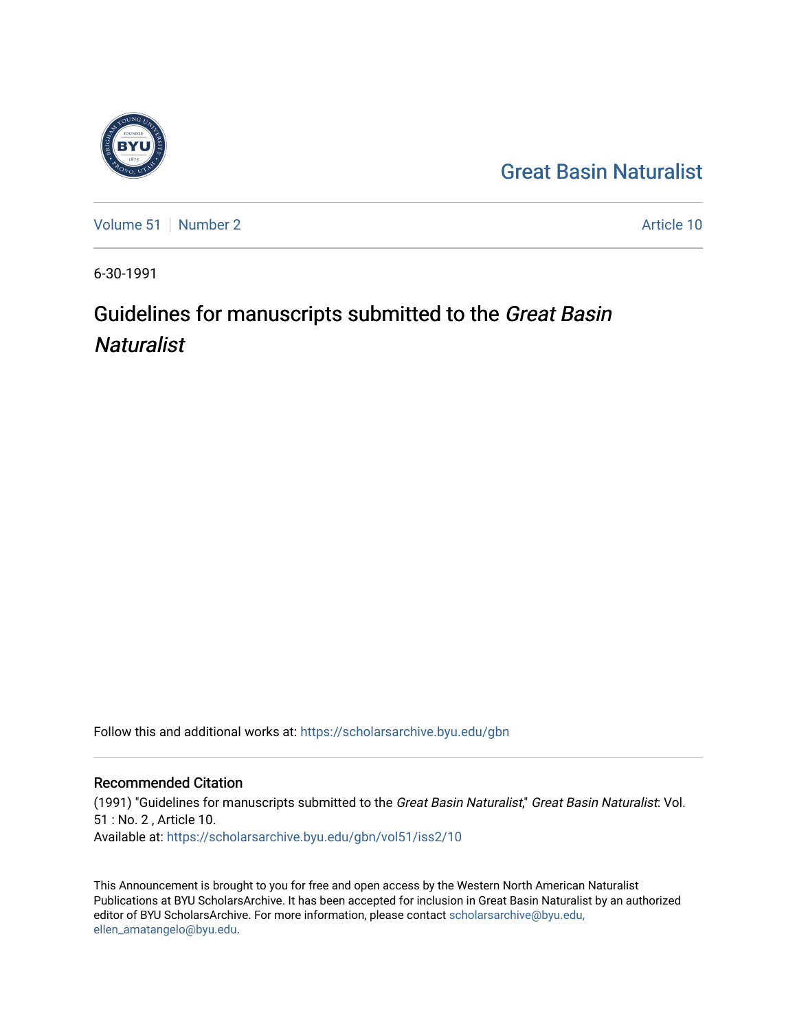Great Basin Naturalist

Volume 51 | Number 2 | Article 10

6-30-1991

# Guidelines for manuscripts submitted to the *Great Basin Naturalist*

Follow this and additional works at: https://scholarsarchive.byu.edu/gbn

## Recommended Citation

(1991) "Guidelines for manuscripts submitted to the *Great Basin Naturalist*," *Great Basin Naturalist*: Vol. 51 : No. 2 , Article 10.
Available at: https://scholarsarchive.byu.edu/gbn/vol51/iss2/10

This Announcement is brought to you for free and open access by the Western North American Naturalist Publications at BYU ScholarsArchive. It has been accepted for inclusion in Great Basin Naturalist by an authorized editor of BYU ScholarsArchive. For more information, please contact scholarsarchive@byu.edu, ellen_amatangelo@byu.edu.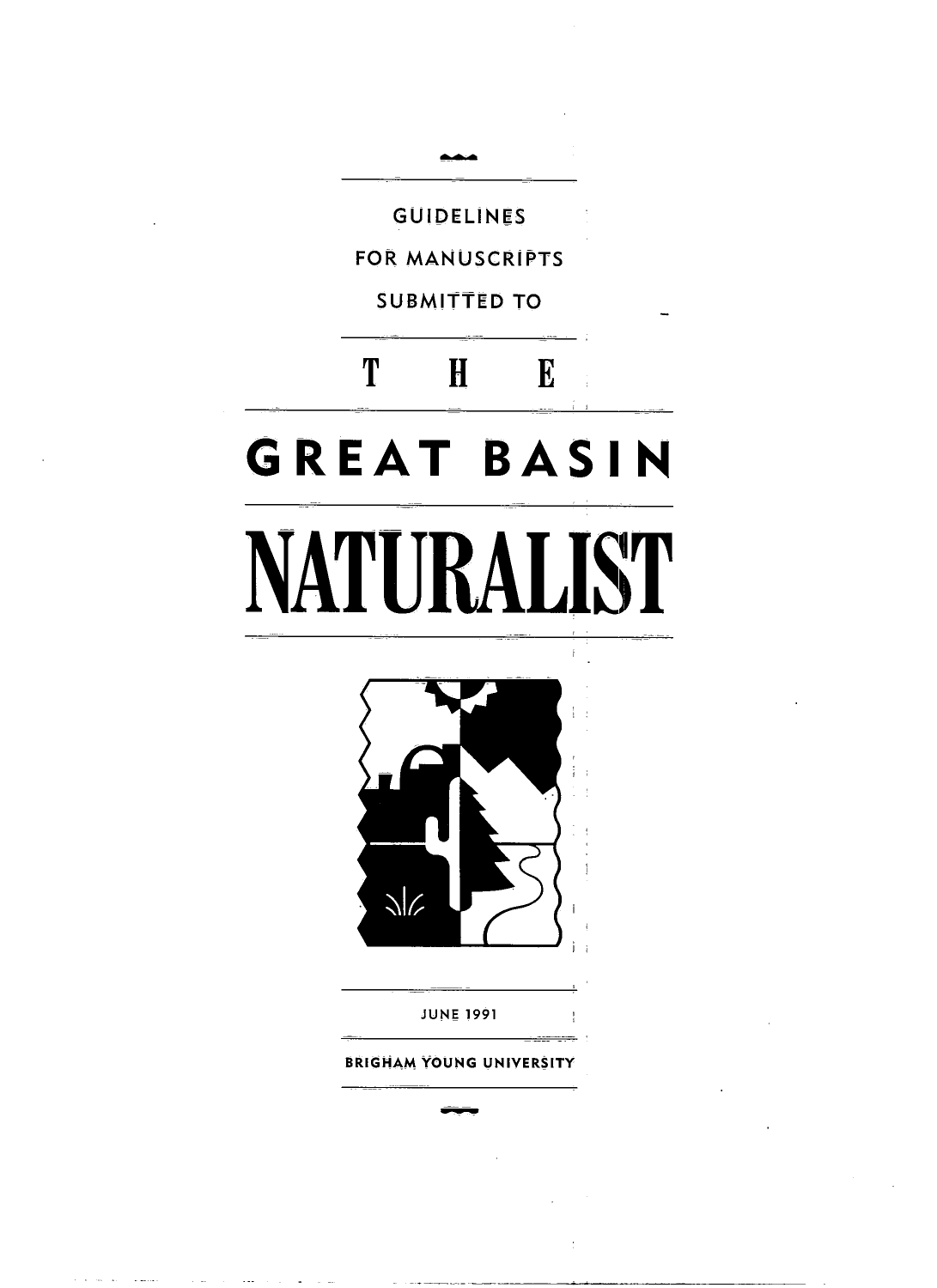GUIDELINES

FOR MANUSCRIPTS

SUBMITTED TO

# THE GREAT BASIN NATURALIST

JUNE 1991

BRIGHAM YOUNG UNIVERSITY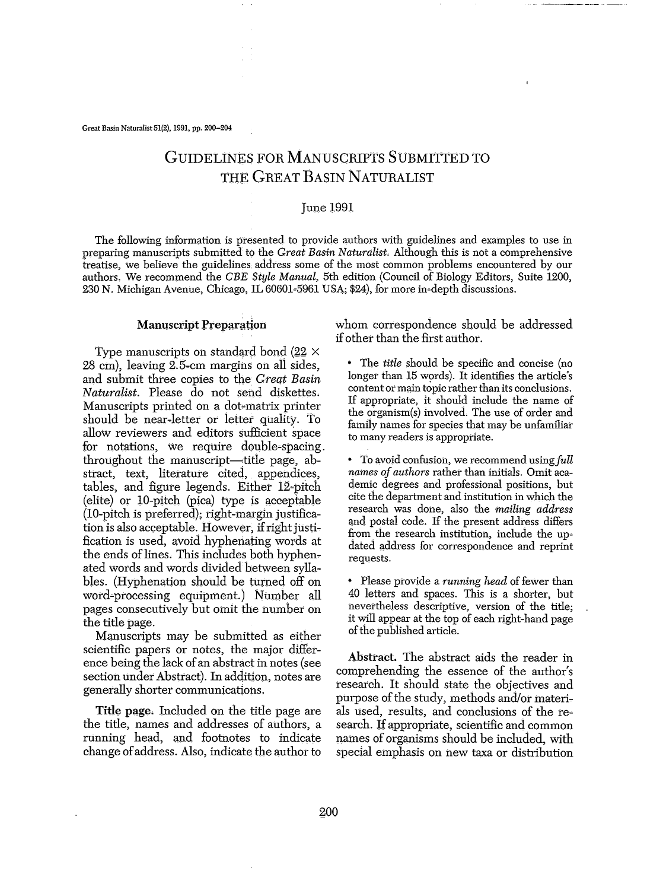# GUIDELINES FOR MANUSCRIPTS SUBMITTED TO THE GREAT BASIN NATURALIST

June 1991

The following information is presented to provide authors with guidelines and examples to use in preparing manuscripts submitted to the *Great Basin Naturalist.* Although this is not a comprehensive treatise, we believe the guidelines address some of the most common problems encountered by our authors. We recommend the *CBE Style Manual,* 5th edition (Council of Biology Editors, Suite 1200, 230 N. Michigan Avenue, Chicago, IL 60601-5961 USA; $24), for more in-depth discussions.

## Manuscript Preparation

Type manuscripts on standard bond (22 × 28 cm), leaving 2.5-cm margins on all sides, and submit three copies to the *Great Basin Naturalist.* Please do not send diskettes. Manuscripts printed on a dot-matrix printer should be near-letter or letter quality. To allow reviewers and editors sufficient space for notations, we require double-spacing throughout the manuscript—title page, abstract, text, literature cited, appendices, tables, and figure legends. Either 12-pitch (elite) or 10-pitch (pica) type is acceptable (10-pitch is preferred); right-margin justification is also acceptable. However, if right justification is used, avoid hyphenating words at the ends of lines. This includes both hyphenated words and words divided between syllables. (Hyphenation should be turned off on word-processing equipment.) Number all pages consecutively but omit the number on the title page.

Manuscripts may be submitted as either scientific papers or notes, the major difference being the lack of an abstract in notes (see section under Abstract). In addition, notes are generally shorter communications.

**Title page.** Included on the title page are the title, names and addresses of authors, a running head, and footnotes to indicate change of address. Also, indicate the author to whom correspondence should be addressed if other than the first author.

- The *title* should be specific and concise (no longer than 15 words). It identifies the article's content or main topic rather than its conclusions. If appropriate, it should include the name of the organism(s) involved. The use of order and family names for species that may be unfamiliar to many readers is appropriate.
- To avoid confusion, we recommend using *full names of authors* rather than initials. Omit academic degrees and professional positions, but cite the department and institution in which the research was done, also the *mailing address* and postal code. If the present address differs from the research institution, include the updated address for correspondence and reprint requests.
- Please provide a *running head* of fewer than 40 letters and spaces. This is a shorter, but nevertheless descriptive, version of the title; it will appear at the top of each right-hand page of the published article.

**Abstract.** The abstract aids the reader in comprehending the essence of the author's research. It should state the objectives and purpose of the study, methods and/or materials used, results, and conclusions of the research. If appropriate, scientific and common names of organisms should be included, with special emphasis on new taxa or distribution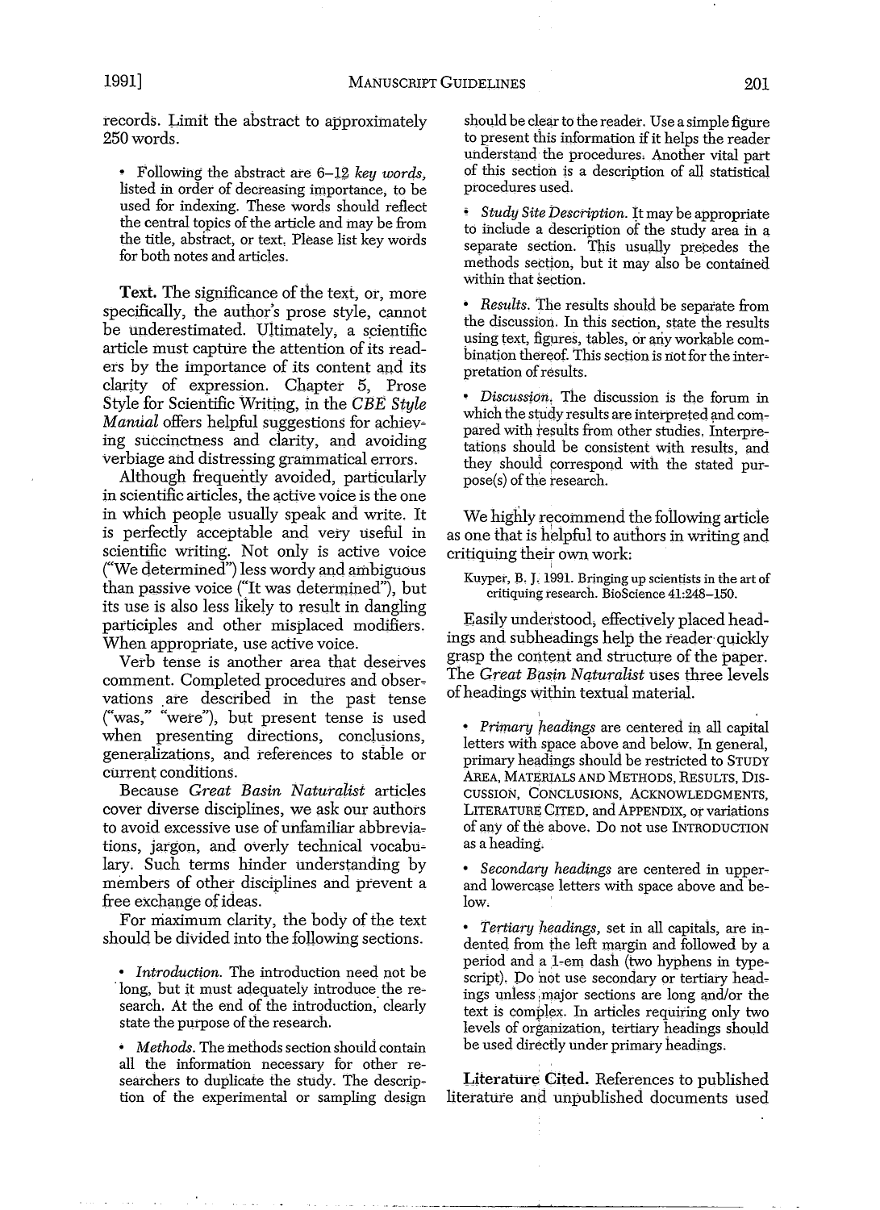records. Limit the abstract to approximately 250 words.

- Following the abstract are 6–12 *key words*, listed in order of decreasing importance, to be used for indexing. These words should reflect the central topics of the article and may be from the title, abstract, or text. Please list key words for both notes and articles.

**Text.** The significance of the text, or, more specifically, the author's prose style, cannot be underestimated. Ultimately, a scientific article must capture the attention of its readers by the importance of its content and its clarity of expression. Chapter 5, Prose Style for Scientific Writing, in the *CBE Style Manual* offers helpful suggestions for achieving succinctness and clarity, and avoiding verbiage and distressing grammatical errors.

Although frequently avoided, particularly in scientific articles, the active voice is the one in which people usually speak and write. It is perfectly acceptable and very useful in scientific writing. Not only is active voice ("We determined") less wordy and ambiguous than passive voice ("It was determined"), but its use is also less likely to result in dangling participles and other misplaced modifiers. When appropriate, use active voice.

Verb tense is another area that deserves comment. Completed procedures and observations are described in the past tense ("was," "were"), but present tense is used when presenting directions, conclusions, generalizations, and references to stable or current conditions.

Because *Great Basin Naturalist* articles cover diverse disciplines, we ask our authors to avoid excessive use of unfamiliar abbreviations, jargon, and overly technical vocabulary. Such terms hinder understanding by members of other disciplines and prevent a free exchange of ideas.

For maximum clarity, the body of the text should be divided into the following sections.

- *Introduction.* The introduction need not be long, but it must adequately introduce the research. At the end of the introduction, clearly state the purpose of the research.
- *Methods.* The methods section should contain all the information necessary for other researchers to duplicate the study. The description of the experimental or sampling design should be clear to the reader. Use a simple figure to present this information if it helps the reader understand the procedures. Another vital part of this section is a description of all statistical procedures used.
- *Study Site Description.* It may be appropriate to include a description of the study area in a separate section. This usually precedes the methods section, but it may also be contained within that section.
- *Results.* The results should be separate from the discussion. In this section, state the results using text, figures, tables, or any workable combination thereof. This section is not for the interpretation of results.
- *Discussion.* The discussion is the forum in which the study results are interpreted and compared with results from other studies. Interpretations should be consistent with results, and they should correspond with the stated purpose(s) of the research.

We highly recommend the following article as one that is helpful to authors in writing and critiquing their own work:

Kuyper, B. J. 1991. Bringing up scientists in the art of critiquing research. BioScience 41:248–150.

Easily understood, effectively placed headings and subheadings help the reader quickly grasp the content and structure of the paper. The *Great Basin Naturalist* uses three levels of headings within textual material.

- *Primary headings* are centered in all capital letters with space above and below. In general, primary headings should be restricted to STUDY AREA, MATERIALS AND METHODS, RESULTS, DISCUSSION, CONCLUSIONS, ACKNOWLEDGMENTS, LITERATURE CITED, and APPENDIX, or variations of any of the above. Do not use INTRODUCTION as a heading.
- *Secondary headings* are centered in upper- and lowercase letters with space above and below.
- *Tertiary headings,* set in all capitals, are indented from the left margin and followed by a period and a 1-em dash (two hyphens in typescript). Do not use secondary or tertiary headings unless major sections are long and/or the text is complex. In articles requiring only two levels of organization, tertiary headings should be used directly under primary headings.

**Literature Cited.** References to published literature and unpublished documents used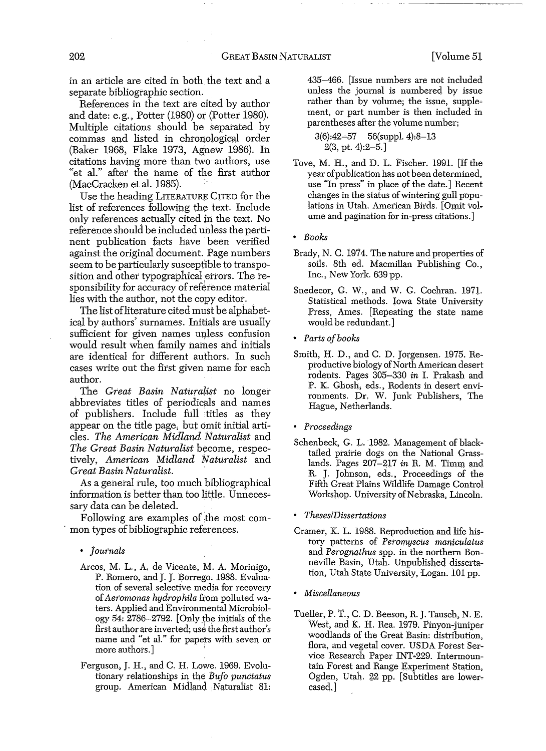in an article are cited in both the text and a separate bibliographic section.

References in the text are cited by author and date: e.g., Potter (1980) or (Potter 1980). Multiple citations should be separated by commas and listed in chronological order (Baker 1968, Flake 1973, Agnew 1986). In citations having more than two authors, use "et al." after the name of the first author (MacCracken et al. 1985).

Use the heading LITERATURE CITED for the list of references following the text. Include only references actually cited in the text. No reference should be included unless the pertinent publication facts have been verified against the original document. Page numbers seem to be particularly susceptible to transposition and other typographical errors. The responsibility for accuracy of reference material lies with the author, not the copy editor.

The list of literature cited must be alphabetical by authors' surnames. Initials are usually sufficient for given names unless confusion would result when family names and initials are identical for different authors. In such cases write out the first given name for each author.

The *Great Basin Naturalist* no longer abbreviates titles of periodicals and names of publishers. Include full titles as they appear on the title page, but omit initial articles. *The American Midland Naturalist* and *The Great Basin Naturalist* become, respectively, *American Midland Naturalist* and *Great Basin Naturalist.*

As a general rule, too much bibliographical information is better than too little. Unnecessary data can be deleted.

Following are examples of the most common types of bibliographic references.

- *Journals*

Arcos, M. L., A. de Vicente, M. A. Morinigo, P. Romero, and J. J. Borrego. 1988. Evaluation of several selective media for recovery of *Aeromonas hydrophila* from polluted waters. Applied and Environmental Microbiology 54: 2786–2792. [Only the initials of the first author are inverted; use the first author's name and "et al." for papers with seven or more authors.]

Ferguson, J. H., and C. H. Lowe. 1969. Evolutionary relationships in the *Bufo punctatus* group. American Midland Naturalist 81: 435–466. [Issue numbers are not included unless the journal is numbered by issue rather than by volume; the issue, supplement, or part number is then included in parentheses after the volume number;

3(6):42–57   56(suppl. 4):8–13
2(3, pt. 4):2–5.]

Tove, M. H., and D. L. Fischer. 1991. [If the year of publication has not been determined, use "In press" in place of the date.] Recent changes in the status of wintering gull populations in Utah. American Birds. [Omit volume and pagination for in-press citations.]

- *Books*

Brady, N. C. 1974. The nature and properties of soils. 8th ed. Macmillan Publishing Co., Inc., New York. 639 pp.

Snedecor, G. W., and W. G. Cochran. 1971. Statistical methods. Iowa State University Press, Ames. [Repeating the state name would be redundant.]

- *Parts of books*

Smith, H. D., and C. D. Jorgensen. 1975. Reproductive biology of North American desert rodents. Pages 305–330 *in* I. Prakash and P. K. Ghosh, eds., Rodents in desert environments. Dr. W. Junk Publishers, The Hague, Netherlands.

- *Proceedings*

Schenbeck, G. L. 1982. Management of black-tailed prairie dogs on the National Grasslands. Pages 207–217 *in* R. M. Timm and R. J. Johnson, eds., Proceedings of the Fifth Great Plains Wildlife Damage Control Workshop. University of Nebraska, Lincoln.

- *Theses/Dissertations*

Cramer, K. L. 1988. Reproduction and life history patterns of *Peromyscus maniculatus* and *Perognathus* spp. in the northern Bonneville Basin, Utah. Unpublished dissertation, Utah State University, Logan. 101 pp.

- *Miscellaneous*

Tueller, P. T., C. D. Beeson, R. J. Tausch, N. E. West, and K. H. Rea. 1979. Pinyon-juniper woodlands of the Great Basin: distribution, flora, and vegetal cover. USDA Forest Service Research Paper INT-229. Intermountain Forest and Range Experiment Station, Ogden, Utah. 22 pp. [Subtitles are lowercased.]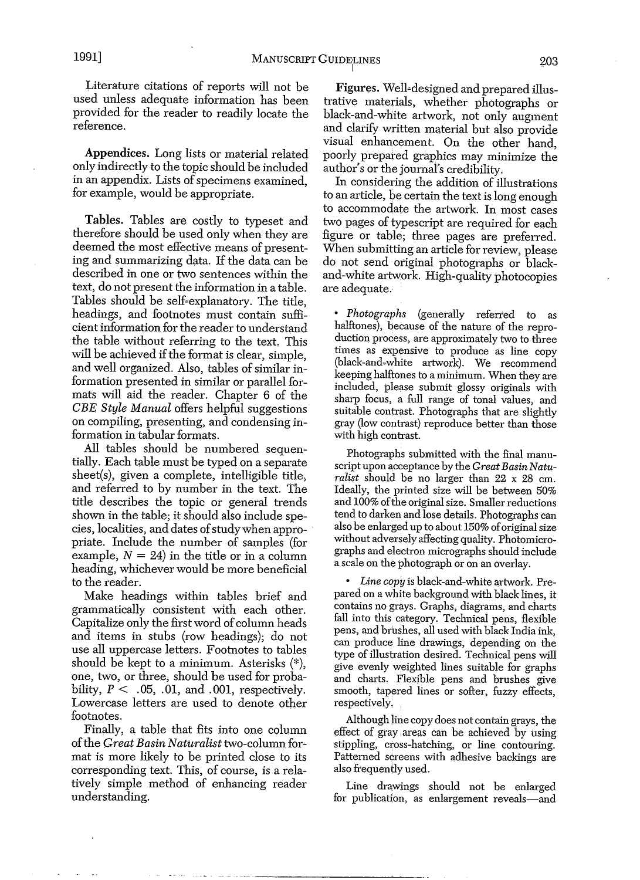Literature citations of reports will not be used unless adequate information has been provided for the reader to readily locate the reference.

**Appendices.** Long lists or material related only indirectly to the topic should be included in an appendix. Lists of specimens examined, for example, would be appropriate.

**Tables.** Tables are costly to typeset and therefore should be used only when they are deemed the most effective means of presenting and summarizing data. If the data can be described in one or two sentences within the text, do not present the information in a table. Tables should be self-explanatory. The title, headings, and footnotes must contain sufficient information for the reader to understand the table without referring to the text. This will be achieved if the format is clear, simple, and well organized. Also, tables of similar information presented in similar or parallel formats will aid the reader. Chapter 6 of the *CBE Style Manual* offers helpful suggestions on compiling, presenting, and condensing information in tabular formats.

All tables should be numbered sequentially. Each table must be typed on a separate sheet(s), given a complete, intelligible title, and referred to by number in the text. The title describes the topic or general trends shown in the table; it should also include species, localities, and dates of study when appropriate. Include the number of samples (for example, $N = 24$) in the title or in a column heading, whichever would be more beneficial to the reader.

Make headings within tables brief and grammatically consistent with each other. Capitalize only the first word of column heads and items in stubs (row headings); do not use all uppercase letters. Footnotes to tables should be kept to a minimum. Asterisks (*), one, two, or three, should be used for probability, $P < .05$, .01, and .001, respectively. Lowercase letters are used to denote other footnotes.

Finally, a table that fits into one column of the *Great Basin Naturalist* two-column format is more likely to be printed close to its corresponding text. This, of course, is a relatively simple method of enhancing reader understanding.

**Figures.** Well-designed and prepared illustrative materials, whether photographs or black-and-white artwork, not only augment and clarify written material but also provide visual enhancement. On the other hand, poorly prepared graphics may minimize the author's or the journal's credibility.

In considering the addition of illustrations to an article, be certain the text is long enough to accommodate the artwork. In most cases two pages of typescript are required for each figure or table; three pages are preferred. When submitting an article for review, please do not send original photographs or black-and-white artwork. High-quality photocopies are adequate.

- *Photographs* (generally referred to as halftones), because of the nature of the reproduction process, are approximately two to three times as expensive to produce as line copy (black-and-white artwork). We recommend keeping halftones to a minimum. When they are included, please submit glossy originals with sharp focus, a full range of tonal values, and suitable contrast. Photographs that are slightly gray (low contrast) reproduce better than those with high contrast.

  Photographs submitted with the final manuscript upon acceptance by the *Great Basin Naturalist* should be no larger than 22 x 28 cm. Ideally, the printed size will be between 50% and 100% of the original size. Smaller reductions tend to darken and lose details. Photographs can also be enlarged up to about 150% of original size without adversely affecting quality. Photomicrographs and electron micrographs should include a scale on the photograph or on an overlay.

- *Line copy* is black-and-white artwork. Prepared upon a white background with black lines, it contains no grays. Graphs, diagrams, and charts fall into this category. Technical pens, flexible pens, and brushes, all used with black India ink, can produce line drawings, depending on the type of illustration desired. Technical pens will give evenly weighted lines suitable for graphs and charts. Flexible pens and brushes give smooth, tapered lines or softer, fuzzy effects, respectively.

  Although line copy does not contain grays, the effect of gray areas can be achieved by using stippling, cross-hatching, or line contouring. Patterned screens with adhesive backings are also frequently used.

  Line drawings should not be enlarged for publication, as enlargement reveals—and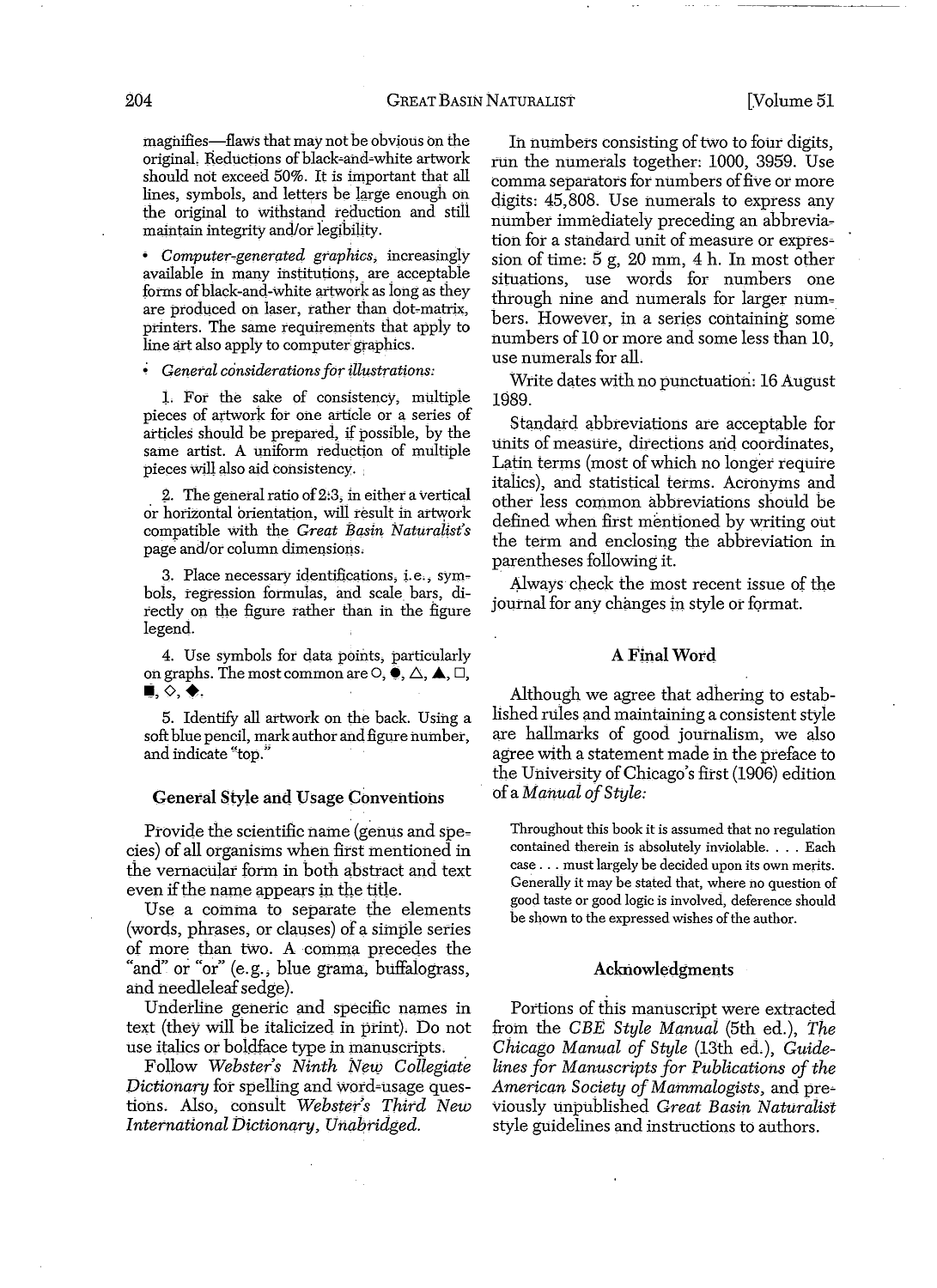magnifies—flaws that may not be obvious on the original. Reductions of black-and-white artwork should not exceed 50%. It is important that all lines, symbols, and letters be large enough on the original to withstand reduction and still maintain integrity and/or legibility.

- *Computer-generated graphics,* increasingly available in many institutions, are acceptable forms of black-and-white artwork as long as they are produced on laser, rather than dot-matrix, printers. The same requirements that apply to line art also apply to computer graphics.

- *General considerations for illustrations:*

1. For the sake of consistency, multiple pieces of artwork for one article or a series of articles should be prepared, if possible, by the same artist. A uniform reduction of multiple pieces will also aid consistency.

2. The general ratio of 2:3, in either a vertical or horizontal orientation, will result in artwork compatible with the *Great Basin Naturalist's* page and/or column dimensions.

3. Place necessary identifications, i.e., symbols, regression formulas, and scale bars, directly on the figure rather than in the figure legend.

4. Use symbols for data points, particularly on graphs. The most common are ○, ●, △, ▲, □, ■, ◇, ◆.

5. Identify all artwork on the back. Using a soft blue pencil, mark author and figure number, and indicate "top."

### General Style and Usage Conventions

Provide the scientific name (genus and species) of all organisms when first mentioned in the vernacular form in both abstract and text even if the name appears in the title.

Use a comma to separate the elements (words, phrases, or clauses) of a simple series of more than two. A comma precedes the "and" or "or" (e.g., blue grama, buffalograss, and needleleaf sedge).

Underline generic and specific names in text (they will be italicized in print). Do not use italics or boldface type in manuscripts.

Follow *Webster's Ninth New Collegiate Dictionary* for spelling and word-usage questions. Also, consult *Webster's Third New International Dictionary, Unabridged.*

In numbers consisting of two to four digits, run the numerals together: 1000, 3959. Use comma separators for numbers of five or more digits: 45,808. Use numerals to express any number immediately preceding an abbreviation for a standard unit of measure or expression of time: 5 g, 20 mm, 4 h. In most other situations, use words for numbers one through nine and numerals for larger numbers. However, in a series containing some numbers of 10 or more and some less than 10, use numerals for all.

Write dates with no punctuation: 16 August 1989.

Standard abbreviations are acceptable for units of measure, directions and coordinates, Latin terms (most of which no longer require italics), and statistical terms. Acronyms and other less common abbreviations should be defined when first mentioned by writing out the term and enclosing the abbreviation in parentheses following it.

Always check the most recent issue of the journal for any changes in style or format.

### A Final Word

Although we agree that adhering to established rules and maintaining a consistent style are hallmarks of good journalism, we also agree with a statement made in the preface to the University of Chicago's first (1906) edition of a *Manual of Style:*

> Throughout this book it is assumed that no regulation contained therein is absolutely inviolable. . . . Each case . . . must largely be decided upon its own merits. Generally it may be stated that, where no question of good taste or good logic is involved, deference should be shown to the expressed wishes of the author.

### Acknowledgments

Portions of this manuscript were extracted from the *CBE Style Manual* (5th ed.), *The Chicago Manual of Style* (13th ed.), *Guidelines for Manuscripts for Publications of the American Society of Mammalogists,* and previously unpublished *Great Basin Naturalist* style guidelines and instructions to authors.